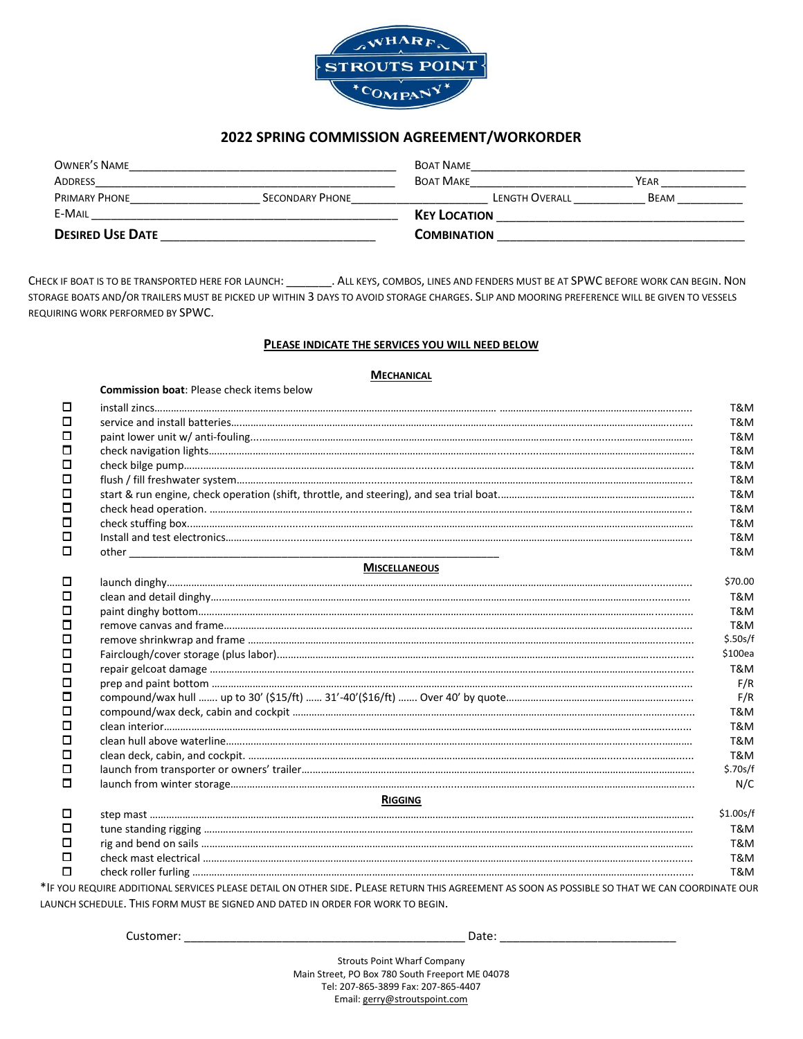WHARF STROUTS POINT COMPANY

# 2022 SPRING COMMISSION AGREEMENT/WORKORDER

OWNER'S NAME\_\_\_\_\_\_\_\_\_\_\_\_\_\_\_\_\_\_\_\_\_\_\_\_\_\_\_\_\_\_\_\_\_\_\_\_\_\_ BOAT NAME\_\_\_\_\_\_\_\_\_\_\_\_\_\_\_\_\_\_\_\_\_\_\_\_\_\_\_\_\_\_\_\_\_\_\_\_\_\_

ADDRESS\_\_\_\_\_\_\_\_\_\_\_\_\_\_\_\_\_\_\_\_\_\_\_\_\_\_\_\_\_\_\_\_\_\_\_\_\_\_ BOAT MAKE\_\_\_\_\_\_\_\_\_\_\_\_\_\_\_\_\_\_\_\_ YEAR \_\_\_\_\_\_\_\_\_\_

PRIMARY PHONE\_\_\_\_\_\_\_\_\_\_\_\_\_\_\_\_ SECONDARY PHONE\_\_\_\_\_\_\_\_\_\_\_\_\_\_\_\_ LENGTH OVERALL \_\_\_\_\_\_\_\_\_\_ BEAM \_\_\_\_\_\_\_\_\_\_

E-MAIL \_\_\_\_\_\_\_\_\_\_\_\_\_\_\_\_\_\_\_\_\_\_\_\_\_\_\_\_\_\_\_\_\_\_\_\_\_\_ **KEY LOCATION** \_\_\_\_\_\_\_\_\_\_\_\_\_\_\_\_\_\_\_\_\_\_\_\_\_\_\_\_\_\_\_\_\_\_\_\_\_\_

**DESIRED USE DATE** \_\_\_\_\_\_\_\_\_\_\_\_\_\_\_\_\_\_\_\_\_\_\_\_\_\_\_\_ **COMBINATION** \_\_\_\_\_\_\_\_\_\_\_\_\_\_\_\_\_\_\_\_\_\_\_\_\_\_\_\_\_\_\_\_\_\_\_\_\_\_

CHECK IF BOAT IS TO BE TRANSPORTED HERE FOR LAUNCH: \_\_\_\_\_\_\_. ALL KEYS, COMBOS, LINES AND FENDERS MUST BE AT SPWC BEFORE WORK CAN BEGIN. NON STORAGE BOATS AND/OR TRAILERS MUST BE PICKED UP WITHIN 3 DAYS TO AVOID STORAGE CHARGES. SLIP AND MOORING PREFERENCE WILL BE GIVEN TO VESSELS REQUIRING WORK PERFORMED BY SPWC.

## PLEASE INDICATE THE SERVICES YOU WILL NEED BELOW

### MECHANICAL

**Commission boat**: Please check items below

| | Service | Price |
|---|---|---|
| ☐ | install zincs | T&M |
| ☐ | service and install batteries | T&M |
| ☐ | paint lower unit w/ anti-fouling | T&M |
| ☐ | check navigation lights | T&M |
| ☐ | check bilge pump | T&M |
| ☐ | flush / fill freshwater system | T&M |
| ☐ | start & run engine, check operation (shift, throttle, and steering), and sea trial boat | T&M |
| ☐ | check head operation. | T&M |
| ☐ | check stuffing box | T&M |
| ☐ | Install and test electronics | T&M |
| ☐ | other \_\_\_\_\_\_\_\_\_\_\_\_\_\_\_\_\_\_\_\_\_\_\_\_\_\_\_\_\_\_\_\_\_\_\_\_\_\_ | T&M |

### MISCELLANEOUS

| | Service | Price |
|---|---|---|
| ☐ | launch dinghy | $70.00 |
| ☐ | clean and detail dinghy | T&M |
| ☐ | paint dinghy bottom | T&M |
| ☐ | remove canvas and frame | T&M |
| ☐ | remove shrinkwrap and frame | $.50s/f |
| ☐ | Fairclough/cover storage (plus labor) | $100ea |
| ☐ | repair gelcoat damage | T&M |
| ☐ | prep and paint bottom | F/R |
| ☐ | compound/wax hull ...... up to 30' ($15/ft) ...... 31'-40'($16/ft) ....... Over 40' by quote | F/R |
| ☐ | compound/wax deck, cabin and cockpit | T&M |
| ☐ | clean interior | T&M |
| ☐ | clean hull above waterline | T&M |
| ☐ | clean deck, cabin, and cockpit. | T&M |
| ☐ | launch from transporter or owners' trailer | $.70s/f |
| ☐ | launch from winter storage | N/C |

### RIGGING

| | Service | Price |
|---|---|---|
| ☐ | step mast | $1.00s/f |
| ☐ | tune standing rigging | T&M |
| ☐ | rig and bend on sails | T&M |
| ☐ | check mast electrical | T&M |
| ☐ | check roller furling | T&M |

*IF YOU REQUIRE ADDITIONAL SERVICES PLEASE DETAIL ON OTHER SIDE. PLEASE RETURN THIS AGREEMENT AS SOON AS POSSIBLE SO THAT WE CAN COORDINATE OUR LAUNCH SCHEDULE. THIS FORM MUST BE SIGNED AND DATED IN ORDER FOR WORK TO BEGIN.

Customer: \_\_\_\_\_\_\_\_\_\_\_\_\_\_\_\_\_\_\_\_\_\_\_\_\_\_\_\_\_\_\_\_\_\_\_\_\_\_ Date: \_\_\_\_\_\_\_\_\_\_\_\_\_\_\_\_\_\_\_\_\_\_\_\_

Strouts Point Wharf Company
Main Street, PO Box 780 South Freeport ME 04078
Tel: 207-865-3899 Fax: 207-865-4407
Email: gerry@stroutspoint.com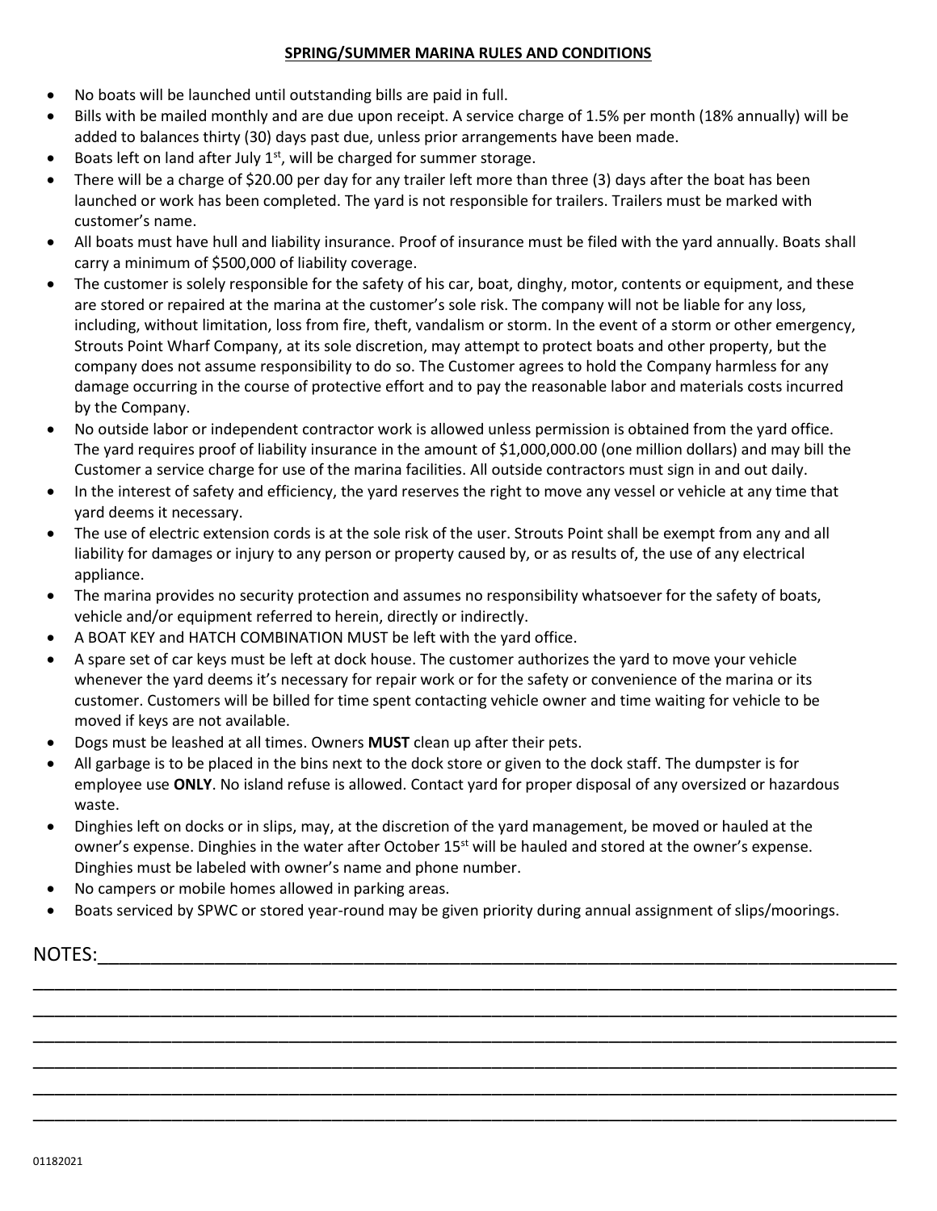**SPRING/SUMMER MARINA RULES AND CONDITIONS**

- No boats will be launched until outstanding bills are paid in full.
- Bills with be mailed monthly and are due upon receipt. A service charge of 1.5% per month (18% annually) will be added to balances thirty (30) days past due, unless prior arrangements have been made.
- Boats left on land after July 1st, will be charged for summer storage.
- There will be a charge of $20.00 per day for any trailer left more than three (3) days after the boat has been launched or work has been completed. The yard is not responsible for trailers. Trailers must be marked with customer's name.
- All boats must have hull and liability insurance. Proof of insurance must be filed with the yard annually. Boats shall carry a minimum of $500,000 of liability coverage.
- The customer is solely responsible for the safety of his car, boat, dinghy, motor, contents or equipment, and these are stored or repaired at the marina at the customer's sole risk. The company will not be liable for any loss, including, without limitation, loss from fire, theft, vandalism or storm. In the event of a storm or other emergency, Strouts Point Wharf Company, at its sole discretion, may attempt to protect boats and other property, but the company does not assume responsibility to do so. The Customer agrees to hold the Company harmless for any damage occurring in the course of protective effort and to pay the reasonable labor and materials costs incurred by the Company.
- No outside labor or independent contractor work is allowed unless permission is obtained from the yard office. The yard requires proof of liability insurance in the amount of $1,000,000.00 (one million dollars) and may bill the Customer a service charge for use of the marina facilities. All outside contractors must sign in and out daily.
- In the interest of safety and efficiency, the yard reserves the right to move any vessel or vehicle at any time that yard deems it necessary.
- The use of electric extension cords is at the sole risk of the user. Strouts Point shall be exempt from any and all liability for damages or injury to any person or property caused by, or as results of, the use of any electrical appliance.
- The marina provides no security protection and assumes no responsibility whatsoever for the safety of boats, vehicle and/or equipment referred to herein, directly or indirectly.
- A BOAT KEY and HATCH COMBINATION MUST be left with the yard office.
- A spare set of car keys must be left at dock house. The customer authorizes the yard to move your vehicle whenever the yard deems it's necessary for repair work or for the safety or convenience of the marina or its customer. Customers will be billed for time spent contacting vehicle owner and time waiting for vehicle to be moved if keys are not available.
- Dogs must be leashed at all times. Owners **MUST** clean up after their pets.
- All garbage is to be placed in the bins next to the dock store or given to the dock staff. The dumpster is for employee use **ONLY**. No island refuse is allowed. Contact yard for proper disposal of any oversized or hazardous waste.
- Dinghies left on docks or in slips, may, at the discretion of the yard management, be moved or hauled at the owner's expense. Dinghies in the water after October 15st will be hauled and stored at the owner's expense. Dinghies must be labeled with owner's name and phone number.
- No campers or mobile homes allowed in parking areas.
- Boats serviced by SPWC or stored year-round may be given priority during annual assignment of slips/moorings.

NOTES:______________________________________________________________________________

_____________________________________________________________________________________

_____________________________________________________________________________________

_____________________________________________________________________________________

_____________________________________________________________________________________

_____________________________________________________________________________________

_____________________________________________________________________________________

01182021